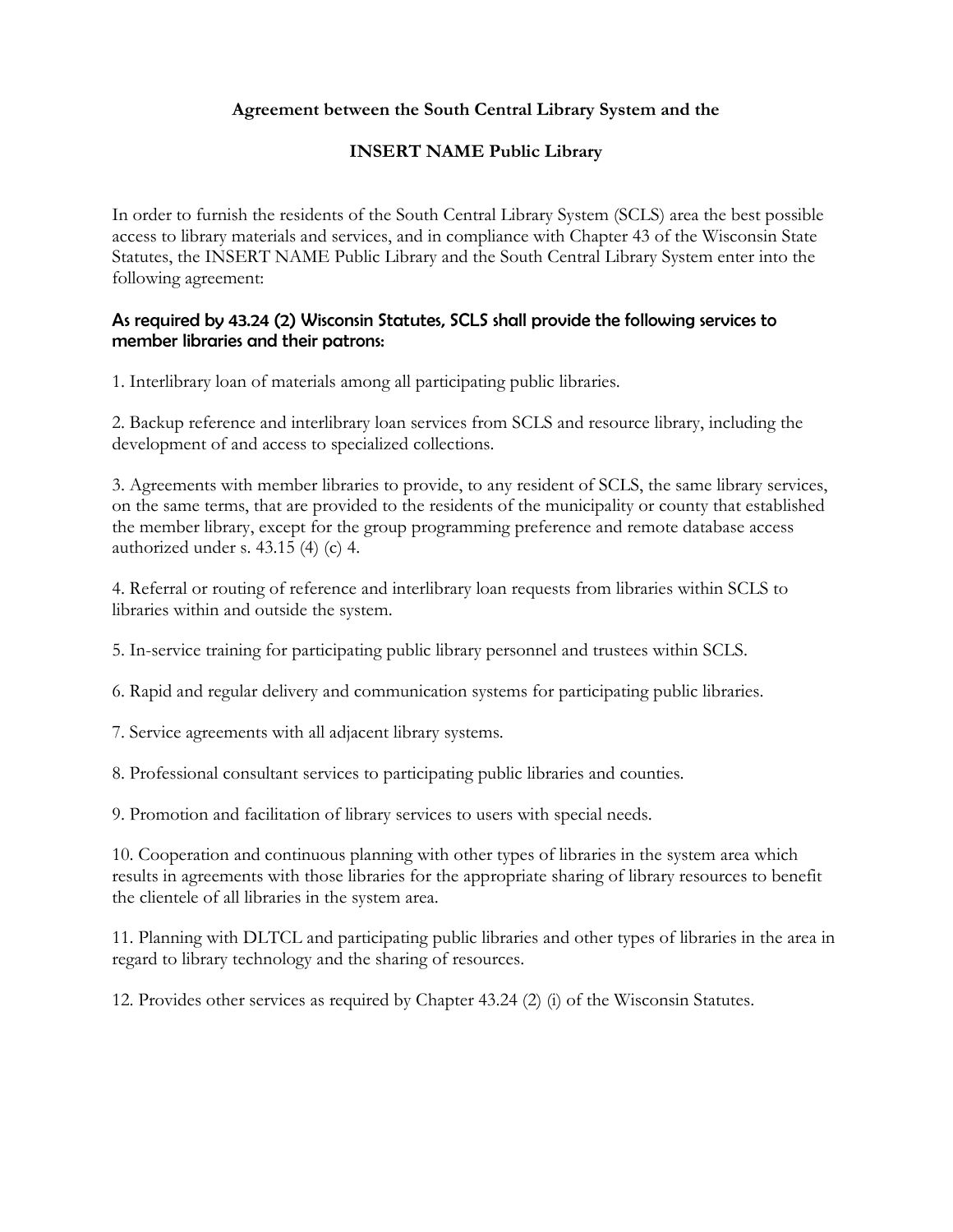**Agreement between the South Central Library System and the**

**INSERT NAME Public Library**

In order to furnish the residents of the South Central Library System (SCLS) area the best possible access to library materials and services, and in compliance with Chapter 43 of the Wisconsin State Statutes, the INSERT NAME Public Library and the South Central Library System enter into the following agreement:

### As required by 43.24 (2) Wisconsin Statutes, SCLS shall provide the following services to member libraries and their patrons:

1. Interlibrary loan of materials among all participating public libraries.

2. Backup reference and interlibrary loan services from SCLS and resource library, including the development of and access to specialized collections.

3. Agreements with member libraries to provide, to any resident of SCLS, the same library services, on the same terms, that are provided to the residents of the municipality or county that established the member library, except for the group programming preference and remote database access authorized under s. 43.15 (4) (c) 4.

4. Referral or routing of reference and interlibrary loan requests from libraries within SCLS to libraries within and outside the system.

5. In-service training for participating public library personnel and trustees within SCLS.

6. Rapid and regular delivery and communication systems for participating public libraries.

7. Service agreements with all adjacent library systems.

8. Professional consultant services to participating public libraries and counties.

9. Promotion and facilitation of library services to users with special needs.

10. Cooperation and continuous planning with other types of libraries in the system area which results in agreements with those libraries for the appropriate sharing of library resources to benefit the clientele of all libraries in the system area.

11. Planning with DLTCL and participating public libraries and other types of libraries in the area in regard to library technology and the sharing of resources.

12. Provides other services as required by Chapter 43.24 (2) (i) of the Wisconsin Statutes.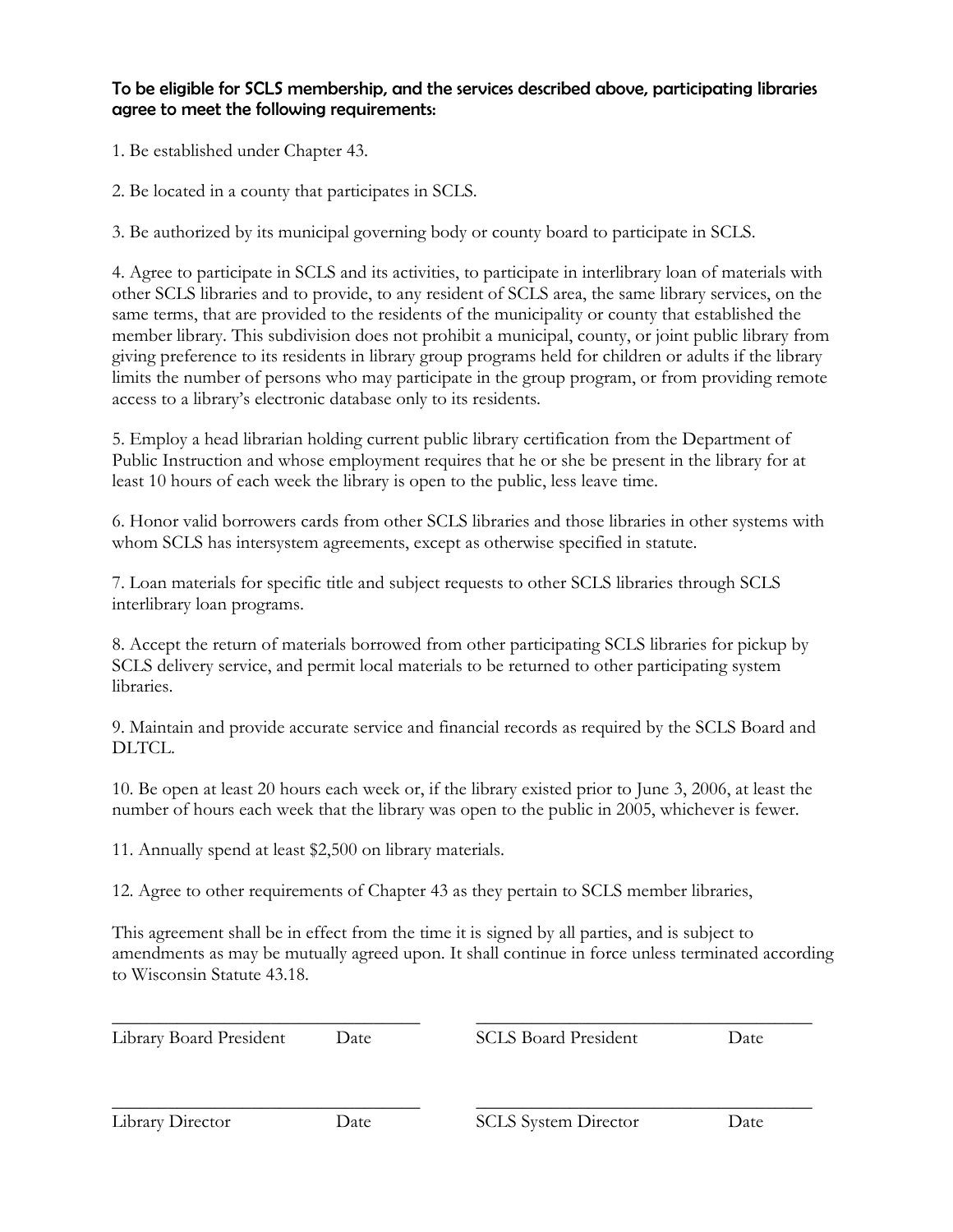**To be eligible for SCLS membership, and the services described above, participating libraries agree to meet the following requirements:**

1. Be established under Chapter 43.

2. Be located in a county that participates in SCLS.

3. Be authorized by its municipal governing body or county board to participate in SCLS.

4. Agree to participate in SCLS and its activities, to participate in interlibrary loan of materials with other SCLS libraries and to provide, to any resident of SCLS area, the same library services, on the same terms, that are provided to the residents of the municipality or county that established the member library. This subdivision does not prohibit a municipal, county, or joint public library from giving preference to its residents in library group programs held for children or adults if the library limits the number of persons who may participate in the group program, or from providing remote access to a library's electronic database only to its residents.

5. Employ a head librarian holding current public library certification from the Department of Public Instruction and whose employment requires that he or she be present in the library for at least 10 hours of each week the library is open to the public, less leave time.

6. Honor valid borrowers cards from other SCLS libraries and those libraries in other systems with whom SCLS has intersystem agreements, except as otherwise specified in statute.

7. Loan materials for specific title and subject requests to other SCLS libraries through SCLS interlibrary loan programs.

8. Accept the return of materials borrowed from other participating SCLS libraries for pickup by SCLS delivery service, and permit local materials to be returned to other participating system libraries.

9. Maintain and provide accurate service and financial records as required by the SCLS Board and DLTCL.

10. Be open at least 20 hours each week or, if the library existed prior to June 3, 2006, at least the number of hours each week that the library was open to the public in 2005, whichever is fewer.

11. Annually spend at least $2,500 on library materials.

12. Agree to other requirements of Chapter 43 as they pertain to SCLS member libraries,

This agreement shall be in effect from the time it is signed by all parties, and is subject to amendments as may be mutually agreed upon. It shall continue in force unless terminated according to Wisconsin Statute 43.18.

| | |
|---|---|
| \_\_\_\_\_\_\_\_\_\_\_\_\_\_\_\_\_\_\_\_\_\_\_\_\_\_\_\_\_\_ | \_\_\_\_\_\_\_\_\_\_\_\_\_\_\_\_\_\_\_\_\_\_\_\_\_\_\_\_\_\_ |
| Library Board President Date | SCLS Board President Date |
| \_\_\_\_\_\_\_\_\_\_\_\_\_\_\_\_\_\_\_\_\_\_\_\_\_\_\_\_\_\_ | \_\_\_\_\_\_\_\_\_\_\_\_\_\_\_\_\_\_\_\_\_\_\_\_\_\_\_\_\_\_ |
| Library Director Date | SCLS System Director Date |